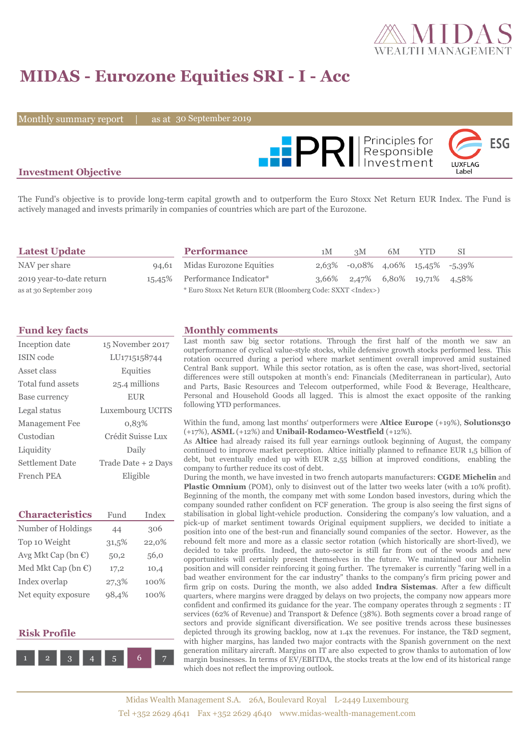# MIDAS - Eurozone Equities SRI - I - Acc

Monthly summary report | as at 30 September 2019

## Investment Objective

The Fund's objective is to provide long-term capital growth and to outperform the Euro Stoxx Net Return EUR Index. The Fund is actively managed and invests primarily in companies of countries which are part of the Eurozone.

## Latest Update

| | |
|---|---|
| NAV per share | 94,61 |
| 2019 year-to-date return | 15,45% |

as at 30 September 2019

## Performance

| | 1M | 3M | 6M | YTD | SI |
|---|---|---|---|---|---|
| Midas Eurozone Equities | 2,63% | -0,08% | 4,06% | 15,45% | -5,39% |
| Performance Indicator* | 3,66% | 2,47% | 6,80% | 19,71% | 4,58% |

\* Euro Stoxx Net Return EUR (Bloomberg Code: SXXT <Index>)

## Fund key facts

| | |
|---|---|
| Inception date | 15 November 2017 |
| ISIN code | LU1715158744 |
| Asset class | Equities |
| Total fund assets | 25.4 millions |
| Base currency | EUR |
| Legal status | Luxembourg UCITS |
| Management Fee | 0,83% |
| Custodian | Crédit Suisse Lux |
| Liquidity | Daily |
| Settlement Date | Trade Date + 2 Days |
| French PEA | Eligible |

## Characteristics

| | Fund | Index |
|---|---|---|
| Number of Holdings | 44 | 306 |
| Top 10 Weight | 31,5% | 22,0% |
| Avg Mkt Cap (bn €) | 50,2 | 56,0 |
| Med Mkt Cap (bn €) | 17,2 | 10,4 |
| Index overlap | 27,3% | 100% |
| Net equity exposure | 98,4% | 100% |

## Risk Profile

1 2 3 4 5 **6** 7

## Monthly comments

Last month saw big sector rotations. Through the first half of the month we saw an outperformance of cyclical value-style stocks, while defensive growth stocks performed less. This rotation occurred during a period where market sentiment overall improved amid sustained Central Bank support. While this sector rotation, as is often the case, was short-lived, sectorial differences were still outspoken at month's end: Financials (Mediterranean in particular), Auto and Parts, Basic Resources and Telecom outperformed, while Food & Beverage, Healthcare, Personal and Household Goods all lagged. This is almost the exact opposite of the ranking following YTD performances.

Within the fund, among last months' outperformers were **Altice Europe** (+19%), **Solutions30** (+17%), **ASML** (+12%) and **Unibail-Rodamco-Westfield** (+12%).
As **Altice** had already raised its full year earnings outlook beginning of August, the company continued to improve market perception. Altice initially planned to refinance EUR 1,5 billion of debt, but eventually ended up with EUR 2,55 billion at improved conditions, enabling the company to further reduce its cost of debt.
During the month, we have invested in two french autoparts manufacturers: **CGDE Michelin** and **Plastic Omnium** (POM), only to disinvest out of the latter two weeks later (with a 10% profit). Beginning of the month, the company met with some London based investors, during which the company sounded rather confident on FCF generation. The group is also seeing the first signs of stabilisation in global light-vehicle production. Considering the company's low valuation, and a pick-up of market sentiment towards Original equipment suppliers, we decided to initiate a position into one of the best-run and financially sound companies of the sector. However, as the rebound felt more and more as a classic sector rotation (which historically are short-lived), we decided to take profits. Indeed, the auto-sector is still far from out of the woods and new opportuniteis will certainly present themselves in the future. We maintained our Michelin position and will consider reinforcing it going further. The tyremaker is currently "faring well in a bad weather environment for the car industry" thanks to the company's firm pricing power and firm grip on costs. During the month, we also added **Indra Sistemas**. After a few difficult quarters, where margins were dragged by delays on two projects, the company now appears more confident and confirmed its guidance for the year. The company operates through 2 segments : IT services (62% of Revenue) and Transport & Defence (38%). Both segments cover a broad range of sectors and provide significant diversification. We see positive trends across these businesses depicted through its growing backlog, now at 1.4x the revenues. For instance, the T&D segment, with higher margins, has landed two major contracts with the Spanish government on the next generation military aircraft. Margins on IT are also expected to grow thanks to automation of low margin businesses. In terms of EV/EBITDA, the stocks treats at the low end of its historical range which does not reflect the improving outlook.

Midas Wealth Management S.A. 26A, Boulevard Royal L-2449 Luxembourg
Tel +352 2629 4641 Fax +352 2629 4640 www.midas-wealth-management.com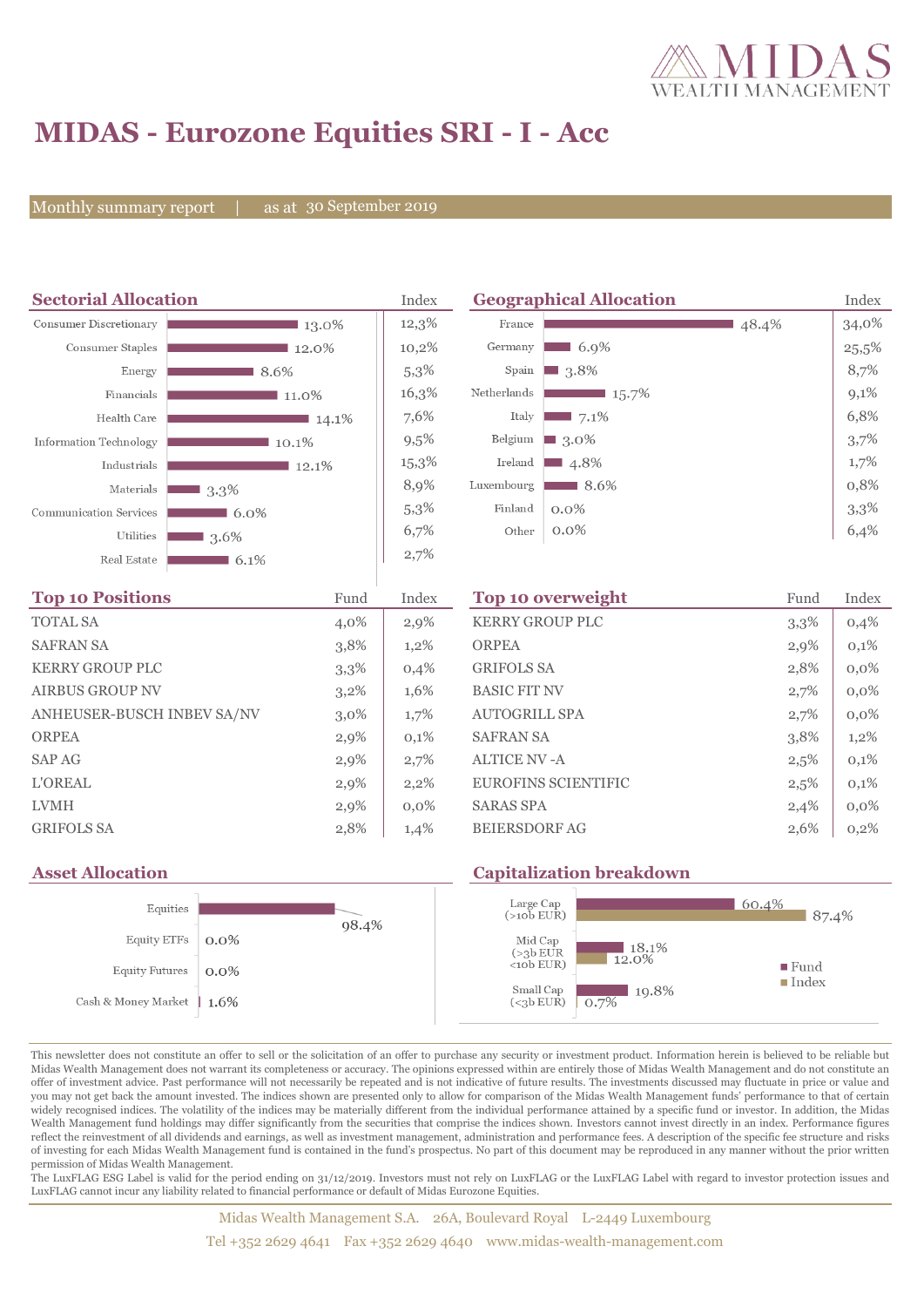MIDAS WEALTH MANAGEMENT

# MIDAS - Eurozone Equities SRI - I - Acc

Monthly summary report | as at 30 September 2019

## Sectorial Allocation

Index

Consumer Discretionary 13.0% 12,3%
Consumer Staples 12.0% 10,2%
Energy 8.6% 5,3%
Financials 11.0% 16,3%
Health Care 14.1% 7,6%
Information Technology 10.1% 9,5%
Industrials 12.1% 15,3%
Materials 3.3% 8,9%
Communication Services 6.0% 5,3%
Utilities 3.6% 6,7%
Real Estate 6.1% 2,7%

## Geographical Allocation

Index

France 48.4% 34,0%
Germany 6.9% 25,5%
Spain 3.8% 8,7%
Netherlands 15.7% 9,1%
Italy 7.1% 6,8%
Belgium 3.0% 3,7%
Ireland 4.8% 1,7%
Luxembourg 8.6% 0,8%
Finland 0.0% 3,3%
Other 0.0% 6,4%

## Top 10 Positions

| Top 10 Positions | Fund | Index |
|---|---|---|
| TOTAL SA | 4,0% | 2,9% |
| SAFRAN SA | 3,8% | 1,2% |
| KERRY GROUP PLC | 3,3% | 0,4% |
| AIRBUS GROUP NV | 3,2% | 1,6% |
| ANHEUSER-BUSCH INBEV SA/NV | 3,0% | 1,7% |
| ORPEA | 2,9% | 0,1% |
| SAP AG | 2,9% | 2,7% |
| L'OREAL | 2,9% | 2,2% |
| LVMH | 2,9% | 0,0% |
| GRIFOLS SA | 2,8% | 1,4% |

## Top 10 overweight

| Top 10 overweight | Fund | Index |
|---|---|---|
| KERRY GROUP PLC | 3,3% | 0,4% |
| ORPEA | 2,9% | 0,1% |
| GRIFOLS SA | 2,8% | 0,0% |
| BASIC FIT NV | 2,7% | 0,0% |
| AUTOGRILL SPA | 2,7% | 0,0% |
| SAFRAN SA | 3,8% | 1,2% |
| ALTICE NV -A | 2,5% | 0,1% |
| EUROFINS SCIENTIFIC | 2,5% | 0,1% |
| SARAS SPA | 2,4% | 0,0% |
| BEIERSDORF AG | 2,6% | 0,2% |

## Asset Allocation

Equities 98.4%
Equity ETFs 0.0%
Equity Futures 0.0%
Cash & Money Market 1.6%

## Capitalization breakdown

Large Cap (>10b EUR) 60.4% 87.4%
Mid Cap (>3b EUR <10b EUR) 18.1% 12.0%
Small Cap (<3b EUR) 19.8% 0.7%

Fund
Index

This newsletter does not constitute an offer to sell or the solicitation of an offer to purchase any security or investment product. Information herein is believed to be reliable but Midas Wealth Management does not warrant its completeness or accuracy. The opinions expressed within are entirely those of Midas Wealth Management and do not constitute an offer of investment advice. Past performance will not necessarily be repeated and is not indicative of future results. The investments discussed may fluctuate in price or value and you may not get back the amount invested. The indices shown are presented only to allow for comparison of the Midas Wealth Management funds' performance to that of certain widely recognised indices. The volatility of the indices may be materially different from the individual performance attained by a specific fund or investor. In addition, the Midas Wealth Management fund holdings may differ significantly from the securities that comprise the indices shown. Investors cannot invest directly in an index. Performance figures reflect the reinvestment of all dividends and earnings, as well as investment management, administration and performance fees. A description of the specific fee structure and risks of investing for each Midas Wealth Management fund is contained in the fund's prospectus. No part of this document may be reproduced in any manner without the prior written permission of Midas Wealth Management.

The LuxFLAG ESG Label is valid for the period ending on 31/12/2019. Investors must not rely on LuxFLAG or the LuxFLAG Label with regard to investor protection issues and LuxFLAG cannot incur any liability related to financial performance or default of Midas Eurozone Equities.

Midas Wealth Management S.A. 26A, Boulevard Royal L-2449 Luxembourg
Tel +352 2629 4641 Fax +352 2629 4640 www.midas-wealth-management.com